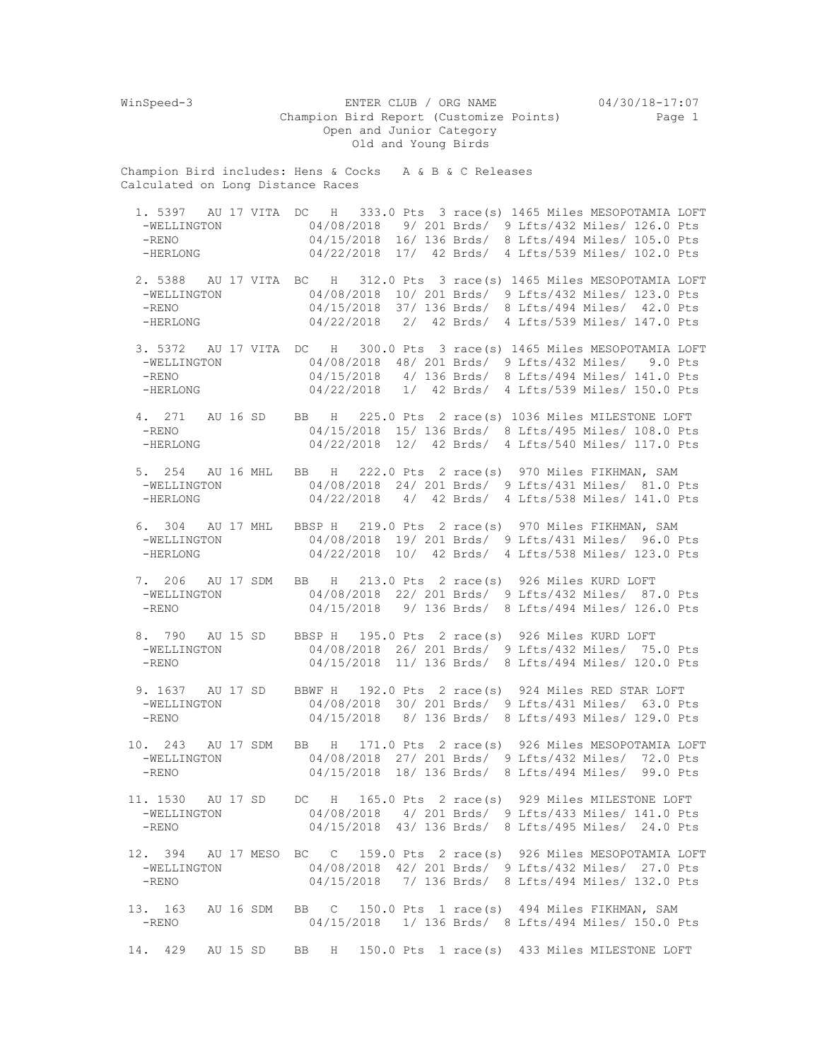WinSpeed-3 ENTER CLUB / ORG NAME 04/30/18-17:07

Champion Bird Report (Customize Points)

Open and Junior Category

Old and Young Birds

Champion Bird includes: Hens & Cocks A & B & C Releases
Calculated on Long Distance Races

```
 1. 5397   AU 17 VITA  DC   H   333.0 Pts  3 race(s) 1465 Miles MESOPOTAMIA LOFT
  -WELLINGTON           04/08/2018   9/ 201 Brds/  9 Lfts/432 Miles/ 126.0 Pts
  -RENO                 04/15/2018  16/ 136 Brds/  8 Lfts/494 Miles/ 105.0 Pts
  -HERLONG              04/22/2018  17/  42 Brds/  4 Lfts/539 Miles/ 102.0 Pts

 2. 5388   AU 17 VITA  BC   H   312.0 Pts  3 race(s) 1465 Miles MESOPOTAMIA LOFT
  -WELLINGTON           04/08/2018  10/ 201 Brds/  9 Lfts/432 Miles/ 123.0 Pts
  -RENO                 04/15/2018  37/ 136 Brds/  8 Lfts/494 Miles/  42.0 Pts
  -HERLONG              04/22/2018   2/  42 Brds/  4 Lfts/539 Miles/ 147.0 Pts

 3. 5372   AU 17 VITA  DC   H   300.0 Pts  3 race(s) 1465 Miles MESOPOTAMIA LOFT
  -WELLINGTON           04/08/2018  48/ 201 Brds/  9 Lfts/432 Miles/   9.0 Pts
  -RENO                 04/15/2018   4/ 136 Brds/  8 Lfts/494 Miles/ 141.0 Pts
  -HERLONG              04/22/2018   1/  42 Brds/  4 Lfts/539 Miles/ 150.0 Pts

 4. 271    AU 16 SD    BB   H   225.0 Pts  2 race(s) 1036 Miles MILESTONE LOFT
  -RENO                 04/15/2018  15/ 136 Brds/  8 Lfts/495 Miles/ 108.0 Pts
  -HERLONG              04/22/2018  12/  42 Brds/  4 Lfts/540 Miles/ 117.0 Pts

 5. 254    AU 16 MHL   BB   H   222.0 Pts  2 race(s)  970 Miles FIKHMAN, SAM
  -WELLINGTON           04/08/2018  24/ 201 Brds/  9 Lfts/431 Miles/  81.0 Pts
  -HERLONG              04/22/2018   4/  42 Brds/  4 Lfts/538 Miles/ 141.0 Pts

 6. 304    AU 17 MHL   BBSP H   219.0 Pts  2 race(s)  970 Miles FIKHMAN, SAM
  -WELLINGTON           04/08/2018  19/ 201 Brds/  9 Lfts/431 Miles/  96.0 Pts
  -HERLONG              04/22/2018  10/  42 Brds/  4 Lfts/538 Miles/ 123.0 Pts

 7. 206    AU 17 SDM   BB   H   213.0 Pts  2 race(s)  926 Miles KURD LOFT
  -WELLINGTON           04/08/2018  22/ 201 Brds/  9 Lfts/432 Miles/  87.0 Pts
  -RENO                 04/15/2018   9/ 136 Brds/  8 Lfts/494 Miles/ 126.0 Pts

 8. 790    AU 15 SD    BBSP H   195.0 Pts  2 race(s)  926 Miles KURD LOFT
  -WELLINGTON           04/08/2018  26/ 201 Brds/  9 Lfts/432 Miles/  75.0 Pts
  -RENO                 04/15/2018  11/ 136 Brds/  8 Lfts/494 Miles/ 120.0 Pts

 9. 1637   AU 17 SD    BBWF H   192.0 Pts  2 race(s)  924 Miles RED STAR LOFT
  -WELLINGTON           04/08/2018  30/ 201 Brds/  9 Lfts/431 Miles/  63.0 Pts
  -RENO                 04/15/2018   8/ 136 Brds/  8 Lfts/493 Miles/ 129.0 Pts

10. 243    AU 17 SDM   BB   H   171.0 Pts  2 race(s)  926 Miles MESOPOTAMIA LOFT
  -WELLINGTON           04/08/2018  27/ 201 Brds/  9 Lfts/432 Miles/  72.0 Pts
  -RENO                 04/15/2018  18/ 136 Brds/  8 Lfts/494 Miles/  99.0 Pts

11. 1530   AU 17 SD    DC   H   165.0 Pts  2 race(s)  929 Miles MILESTONE LOFT
  -WELLINGTON           04/08/2018   4/ 201 Brds/  9 Lfts/433 Miles/ 141.0 Pts
  -RENO                 04/15/2018  43/ 136 Brds/  8 Lfts/495 Miles/  24.0 Pts

12. 394    AU 17 MESO  BC   C   159.0 Pts  2 race(s)  926 Miles MESOPOTAMIA LOFT
  -WELLINGTON           04/08/2018  42/ 201 Brds/  9 Lfts/432 Miles/  27.0 Pts
  -RENO                 04/15/2018   7/ 136 Brds/  8 Lfts/494 Miles/ 132.0 Pts

13. 163    AU 16 SDM   BB   C   150.0 Pts  1 race(s)  494 Miles FIKHMAN, SAM
  -RENO                 04/15/2018   1/ 136 Brds/  8 Lfts/494 Miles/ 150.0 Pts

14. 429    AU 15 SD    BB   H   150.0 Pts  1 race(s)  433 Miles MILESTONE LOFT
```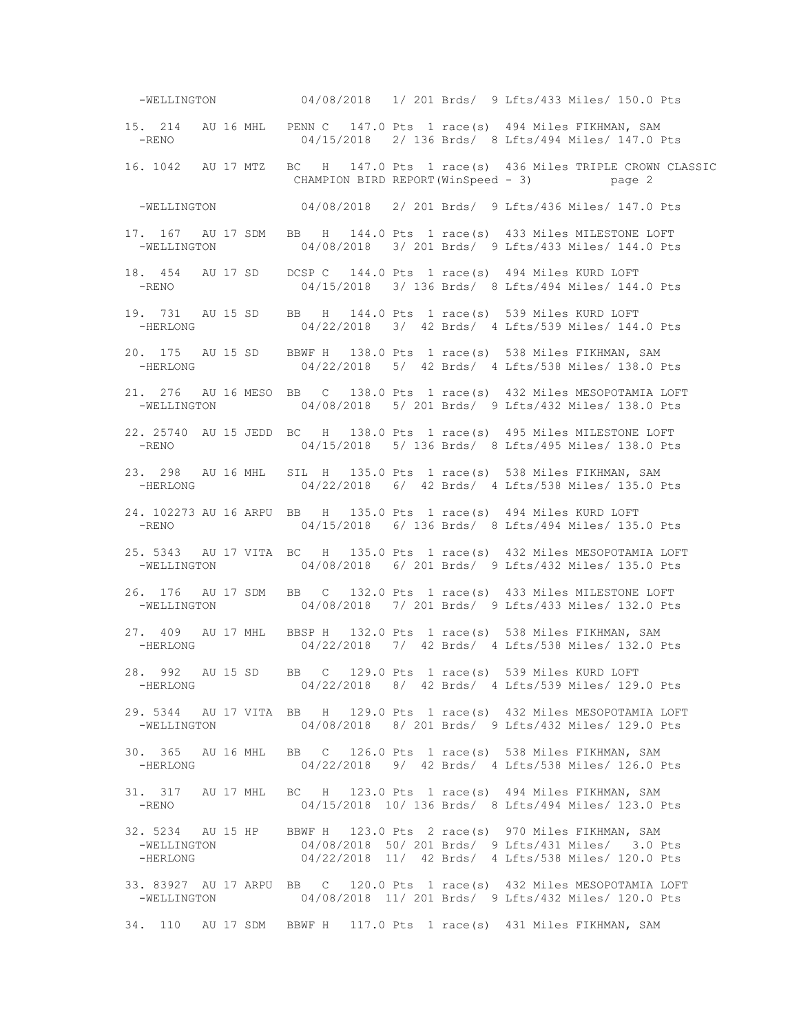```
  -WELLINGTON          04/08/2018   1/ 201 Brds/  9 Lfts/433 Miles/ 150.0 Pts

15. 214   AU 16 MHL   PENN C   147.0 Pts  1 race(s)  494 Miles FIKHMAN, SAM
  -RENO                 04/15/2018   2/ 136 Brds/  8 Lfts/494 Miles/ 147.0 Pts

16. 1042  AU 17 MTZ   BC   H   147.0 Pts  1 race(s)  436 Miles TRIPLE CROWN CLASSIC

  -WELLINGTON          04/08/2018   2/ 201 Brds/  9 Lfts/436 Miles/ 147.0 Pts

17. 167   AU 17 SDM   BB   H   144.0 Pts  1 race(s)  433 Miles MILESTONE LOFT
  -WELLINGTON          04/08/2018   3/ 201 Brds/  9 Lfts/433 Miles/ 144.0 Pts

18. 454   AU 17 SD    DCSP C   144.0 Pts  1 race(s)  494 Miles KURD LOFT
  -RENO                 04/15/2018   3/ 136 Brds/  8 Lfts/494 Miles/ 144.0 Pts

19. 731   AU 15 SD    BB   H   144.0 Pts  1 race(s)  539 Miles KURD LOFT
  -HERLONG              04/22/2018   3/  42 Brds/  4 Lfts/539 Miles/ 144.0 Pts

20. 175   AU 15 SD    BBWF H   138.0 Pts  1 race(s)  538 Miles FIKHMAN, SAM
  -HERLONG              04/22/2018   5/  42 Brds/  4 Lfts/538 Miles/ 138.0 Pts

21. 276   AU 16 MESO  BB   C   138.0 Pts  1 race(s)  432 Miles MESOPOTAMIA LOFT
  -WELLINGTON          04/08/2018   5/ 201 Brds/  9 Lfts/432 Miles/ 138.0 Pts

22. 25740 AU 15 JEDD  BC   H   138.0 Pts  1 race(s)  495 Miles MILESTONE LOFT
  -RENO                 04/15/2018   5/ 136 Brds/  8 Lfts/495 Miles/ 138.0 Pts

23. 298   AU 16 MHL   SIL  H   135.0 Pts  1 race(s)  538 Miles FIKHMAN, SAM
  -HERLONG              04/22/2018   6/  42 Brds/  4 Lfts/538 Miles/ 135.0 Pts

24. 102273 AU 16 ARPU BB   H   135.0 Pts  1 race(s)  494 Miles KURD LOFT
  -RENO                 04/15/2018   6/ 136 Brds/  8 Lfts/494 Miles/ 135.0 Pts

25. 5343  AU 17 VITA  BC   H   135.0 Pts  1 race(s)  432 Miles MESOPOTAMIA LOFT
  -WELLINGTON          04/08/2018   6/ 201 Brds/  9 Lfts/432 Miles/ 135.0 Pts

26. 176   AU 17 SDM   BB   C   132.0 Pts  1 race(s)  433 Miles MILESTONE LOFT
  -WELLINGTON          04/08/2018   7/ 201 Brds/  9 Lfts/433 Miles/ 132.0 Pts

27. 409   AU 17 MHL   BBSP H   132.0 Pts  1 race(s)  538 Miles FIKHMAN, SAM
  -HERLONG              04/22/2018   7/  42 Brds/  4 Lfts/538 Miles/ 132.0 Pts

28. 992   AU 15 SD    BB   C   129.0 Pts  1 race(s)  539 Miles KURD LOFT
  -HERLONG              04/22/2018   8/  42 Brds/  4 Lfts/539 Miles/ 129.0 Pts

29. 5344  AU 17 VITA  BB   H   129.0 Pts  1 race(s)  432 Miles MESOPOTAMIA LOFT
  -WELLINGTON          04/08/2018   8/ 201 Brds/  9 Lfts/432 Miles/ 129.0 Pts

30. 365   AU 16 MHL   BB   C   126.0 Pts  1 race(s)  538 Miles FIKHMAN, SAM
  -HERLONG              04/22/2018   9/  42 Brds/  4 Lfts/538 Miles/ 126.0 Pts

31. 317   AU 17 MHL   BC   H   123.0 Pts  1 race(s)  494 Miles FIKHMAN, SAM
  -RENO                 04/15/2018  10/ 136 Brds/  8 Lfts/494 Miles/ 123.0 Pts

32. 5234  AU 15 HP    BBWF H   123.0 Pts  2 race(s)  970 Miles FIKHMAN, SAM
  -WELLINGTON          04/08/2018  50/ 201 Brds/  9 Lfts/431 Miles/   3.0 Pts
  -HERLONG              04/22/2018  11/  42 Brds/  4 Lfts/538 Miles/ 120.0 Pts

33. 83927 AU 17 ARPU  BB   C   120.0 Pts  1 race(s)  432 Miles MESOPOTAMIA LOFT
  -WELLINGTON          04/08/2018  11/ 201 Brds/  9 Lfts/432 Miles/ 120.0 Pts

34. 110   AU 17 SDM   BBWF H   117.0 Pts  1 race(s)  431 Miles FIKHMAN, SAM
```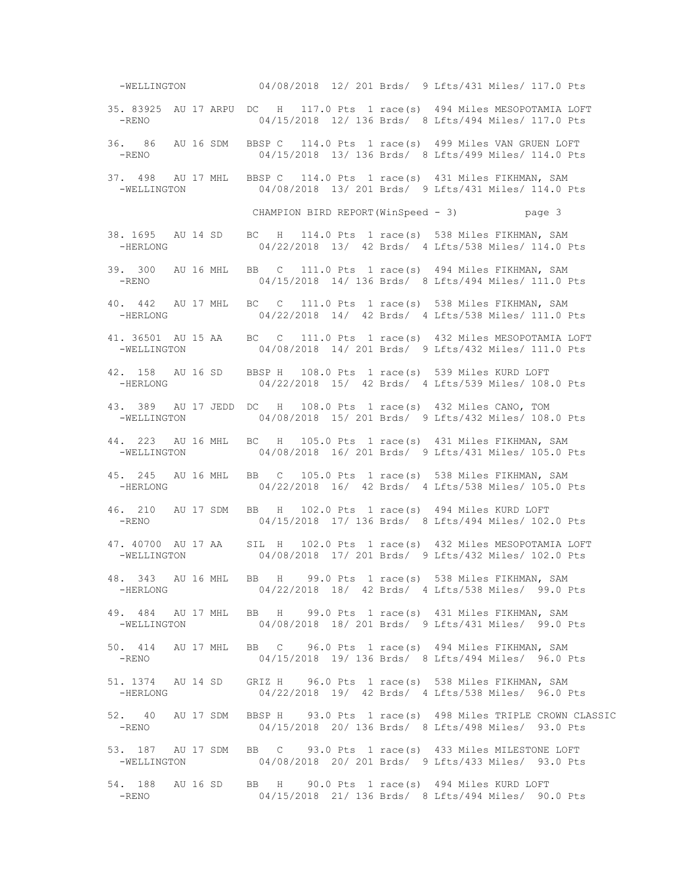-WELLINGTON 04/08/2018 12/ 201 Brds/ 9 Lfts/431 Miles/ 117.0 Pts

35. 83925 AU 17 ARPU DC H 117.0 Pts 1 race(s) 494 Miles MESOPOTAMIA LOFT
  -RENO 04/15/2018 12/ 136 Brds/ 8 Lfts/494 Miles/ 117.0 Pts

36. 86 AU 16 SDM BBSP C 114.0 Pts 1 race(s) 499 Miles VAN GRUEN LOFT
  -RENO 04/15/2018 13/ 136 Brds/ 8 Lfts/499 Miles/ 114.0 Pts

37. 498 AU 17 MHL BBSP C 114.0 Pts 1 race(s) 431 Miles FIKHMAN, SAM
  -WELLINGTON 04/08/2018 13/ 201 Brds/ 9 Lfts/431 Miles/ 114.0 Pts

CHAMPION BIRD REPORT(WinSpeed - 3) page 3

38. 1695 AU 14 SD BC H 114.0 Pts 1 race(s) 538 Miles FIKHMAN, SAM
  -HERLONG 04/22/2018 13/ 42 Brds/ 4 Lfts/538 Miles/ 114.0 Pts

39. 300 AU 16 MHL BB C 111.0 Pts 1 race(s) 494 Miles FIKHMAN, SAM
  -RENO 04/15/2018 14/ 136 Brds/ 8 Lfts/494 Miles/ 111.0 Pts

40. 442 AU 17 MHL BC C 111.0 Pts 1 race(s) 538 Miles FIKHMAN, SAM
  -HERLONG 04/22/2018 14/ 42 Brds/ 4 Lfts/538 Miles/ 111.0 Pts

41. 36501 AU 15 AA BC C 111.0 Pts 1 race(s) 432 Miles MESOPOTAMIA LOFT
  -WELLINGTON 04/08/2018 14/ 201 Brds/ 9 Lfts/432 Miles/ 111.0 Pts

42. 158 AU 16 SD BBSP H 108.0 Pts 1 race(s) 539 Miles KURD LOFT
  -HERLONG 04/22/2018 15/ 42 Brds/ 4 Lfts/539 Miles/ 108.0 Pts

43. 389 AU 17 JEDD DC H 108.0 Pts 1 race(s) 432 Miles CANO, TOM
  -WELLINGTON 04/08/2018 15/ 201 Brds/ 9 Lfts/432 Miles/ 108.0 Pts

44. 223 AU 16 MHL BC H 105.0 Pts 1 race(s) 431 Miles FIKHMAN, SAM
  -WELLINGTON 04/08/2018 16/ 201 Brds/ 9 Lfts/431 Miles/ 105.0 Pts

45. 245 AU 16 MHL BB C 105.0 Pts 1 race(s) 538 Miles FIKHMAN, SAM
  -HERLONG 04/22/2018 16/ 42 Brds/ 4 Lfts/538 Miles/ 105.0 Pts

46. 210 AU 17 SDM BB H 102.0 Pts 1 race(s) 494 Miles KURD LOFT
  -RENO 04/15/2018 17/ 136 Brds/ 8 Lfts/494 Miles/ 102.0 Pts

47. 40700 AU 17 AA SIL H 102.0 Pts 1 race(s) 432 Miles MESOPOTAMIA LOFT
  -WELLINGTON 04/08/2018 17/ 201 Brds/ 9 Lfts/432 Miles/ 102.0 Pts

48. 343 AU 16 MHL BB H 99.0 Pts 1 race(s) 538 Miles FIKHMAN, SAM
  -HERLONG 04/22/2018 18/ 42 Brds/ 4 Lfts/538 Miles/ 99.0 Pts

49. 484 AU 17 MHL BB H 99.0 Pts 1 race(s) 431 Miles FIKHMAN, SAM
  -WELLINGTON 04/08/2018 18/ 201 Brds/ 9 Lfts/431 Miles/ 99.0 Pts

50. 414 AU 17 MHL BB C 96.0 Pts 1 race(s) 494 Miles FIKHMAN, SAM
  -RENO 04/15/2018 19/ 136 Brds/ 8 Lfts/494 Miles/ 96.0 Pts

51. 1374 AU 14 SD GRIZ H 96.0 Pts 1 race(s) 538 Miles FIKHMAN, SAM
  -HERLONG 04/22/2018 19/ 42 Brds/ 4 Lfts/538 Miles/ 96.0 Pts

52. 40 AU 17 SDM BBSP H 93.0 Pts 1 race(s) 498 Miles TRIPLE CROWN CLASSIC
  -RENO 04/15/2018 20/ 136 Brds/ 8 Lfts/498 Miles/ 93.0 Pts

53. 187 AU 17 SDM BB C 93.0 Pts 1 race(s) 433 Miles MILESTONE LOFT
  -WELLINGTON 04/08/2018 20/ 201 Brds/ 9 Lfts/433 Miles/ 93.0 Pts

54. 188 AU 16 SD BB H 90.0 Pts 1 race(s) 494 Miles KURD LOFT
  -RENO 04/15/2018 21/ 136 Brds/ 8 Lfts/494 Miles/ 90.0 Pts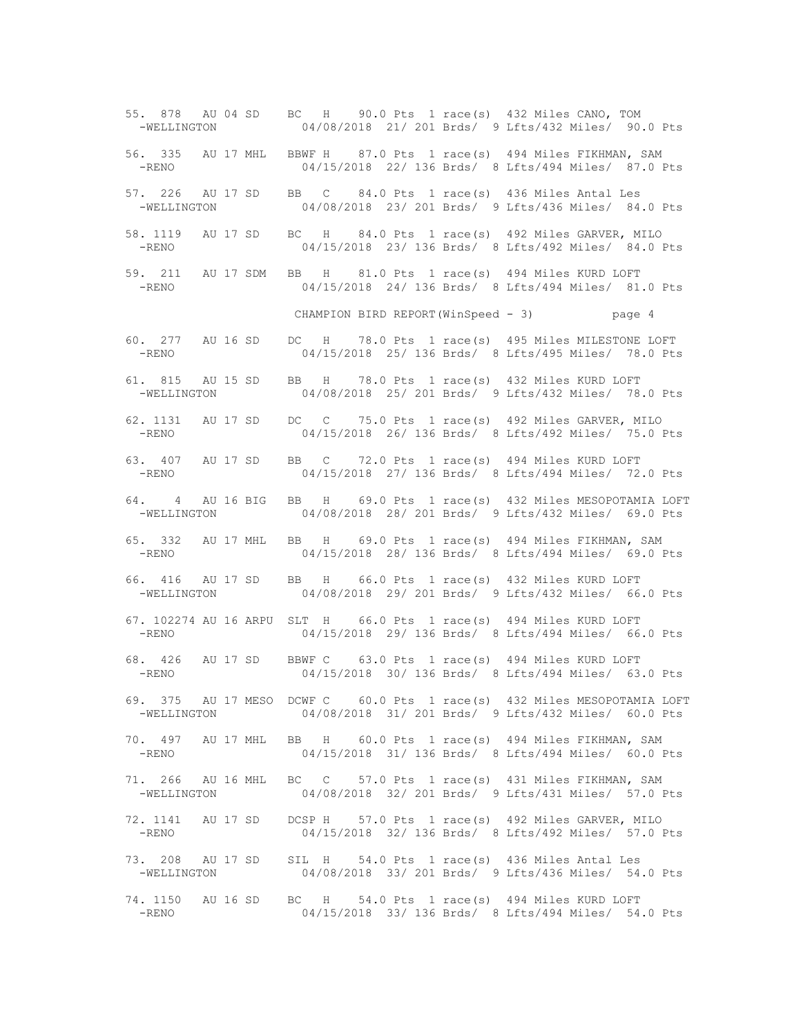```
55. 878   AU 04 SD    BC   H    90.0 Pts  1 race(s)  432 Miles CANO, TOM
  -WELLINGTON            04/08/2018  21/ 201 Brds/  9 Lfts/432 Miles/  90.0 Pts

56. 335   AU 17 MHL   BBWF H    87.0 Pts  1 race(s)  494 Miles FIKHMAN, SAM
  -RENO                  04/15/2018  22/ 136 Brds/  8 Lfts/494 Miles/  87.0 Pts

57. 226   AU 17 SD    BB   C    84.0 Pts  1 race(s)  436 Miles Antal Les
  -WELLINGTON            04/08/2018  23/ 201 Brds/  9 Lfts/436 Miles/  84.0 Pts

58. 1119  AU 17 SD    BC   H    84.0 Pts  1 race(s)  492 Miles GARVER, MILO
  -RENO                  04/15/2018  23/ 136 Brds/  8 Lfts/492 Miles/  84.0 Pts

59. 211   AU 17 SDM   BB   H    81.0 Pts  1 race(s)  494 Miles KURD LOFT
  -RENO                  04/15/2018  24/ 136 Brds/  8 Lfts/494 Miles/  81.0 Pts

                    CHAMPION BIRD REPORT(WinSpeed - 3)          page 4

60. 277   AU 16 SD    DC   H    78.0 Pts  1 race(s)  495 Miles MILESTONE LOFT
  -RENO                  04/15/2018  25/ 136 Brds/  8 Lfts/495 Miles/  78.0 Pts

61. 815   AU 15 SD    BB   H    78.0 Pts  1 race(s)  432 Miles KURD LOFT
  -WELLINGTON            04/08/2018  25/ 201 Brds/  9 Lfts/432 Miles/  78.0 Pts

62. 1131  AU 17 SD    DC   C    75.0 Pts  1 race(s)  492 Miles GARVER, MILO
  -RENO                  04/15/2018  26/ 136 Brds/  8 Lfts/492 Miles/  75.0 Pts

63. 407   AU 17 SD    BB   C    72.0 Pts  1 race(s)  494 Miles KURD LOFT
  -RENO                  04/15/2018  27/ 136 Brds/  8 Lfts/494 Miles/  72.0 Pts

64.   4   AU 16 BIG   BB   H    69.0 Pts  1 race(s)  432 Miles MESOPOTAMIA LOFT
  -WELLINGTON            04/08/2018  28/ 201 Brds/  9 Lfts/432 Miles/  69.0 Pts

65. 332   AU 17 MHL   BB   H    69.0 Pts  1 race(s)  494 Miles FIKHMAN, SAM
  -RENO                  04/15/2018  28/ 136 Brds/  8 Lfts/494 Miles/  69.0 Pts

66. 416   AU 17 SD    BB   H    66.0 Pts  1 race(s)  432 Miles KURD LOFT
  -WELLINGTON            04/08/2018  29/ 201 Brds/  9 Lfts/432 Miles/  66.0 Pts

67. 102274 AU 16 ARPU  SLT  H    66.0 Pts  1 race(s)  494 Miles KURD LOFT
  -RENO                  04/15/2018  29/ 136 Brds/  8 Lfts/494 Miles/  66.0 Pts

68. 426   AU 17 SD    BBWF C    63.0 Pts  1 race(s)  494 Miles KURD LOFT
  -RENO                  04/15/2018  30/ 136 Brds/  8 Lfts/494 Miles/  63.0 Pts

69. 375   AU 17 MESO  DCWF C    60.0 Pts  1 race(s)  432 Miles MESOPOTAMIA LOFT
  -WELLINGTON            04/08/2018  31/ 201 Brds/  9 Lfts/432 Miles/  60.0 Pts

70. 497   AU 17 MHL   BB   H    60.0 Pts  1 race(s)  494 Miles FIKHMAN, SAM
  -RENO                  04/15/2018  31/ 136 Brds/  8 Lfts/494 Miles/  60.0 Pts

71. 266   AU 16 MHL   BC   C    57.0 Pts  1 race(s)  431 Miles FIKHMAN, SAM
  -WELLINGTON            04/08/2018  32/ 201 Brds/  9 Lfts/431 Miles/  57.0 Pts

72. 1141  AU 17 SD    DCSP H    57.0 Pts  1 race(s)  492 Miles GARVER, MILO
  -RENO                  04/15/2018  32/ 136 Brds/  8 Lfts/492 Miles/  57.0 Pts

73. 208   AU 17 SD    SIL  H    54.0 Pts  1 race(s)  436 Miles Antal Les
  -WELLINGTON            04/08/2018  33/ 201 Brds/  9 Lfts/436 Miles/  54.0 Pts

74. 1150  AU 16 SD    BC   H    54.0 Pts  1 race(s)  494 Miles KURD LOFT
  -RENO                  04/15/2018  33/ 136 Brds/  8 Lfts/494 Miles/  54.0 Pts
```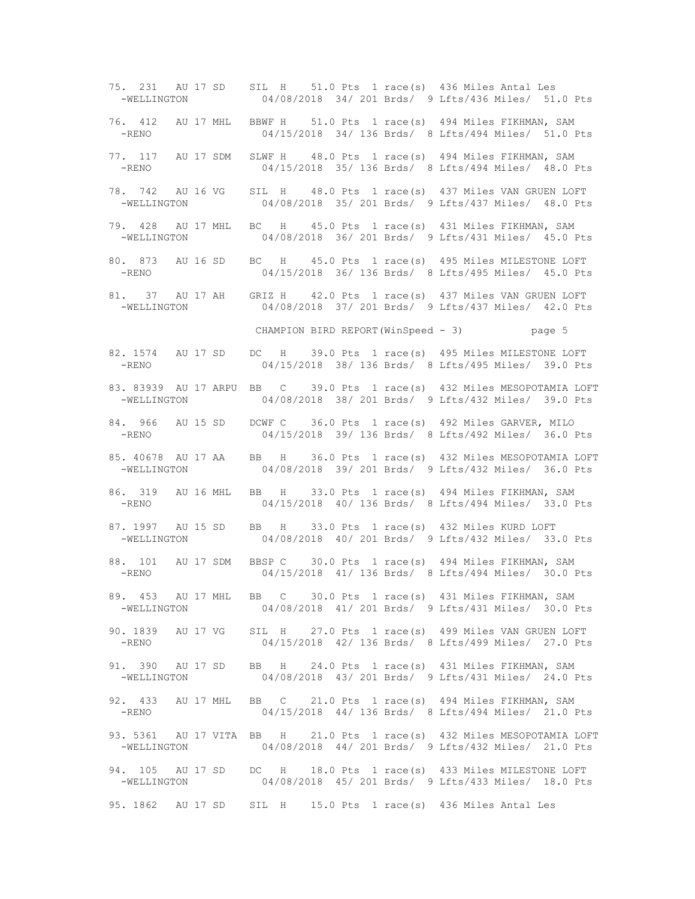```
75. 231   AU 17 SD    SIL  H    51.0 Pts  1 race(s)  436 Miles Antal Les
  -WELLINGTON          04/08/2018  34/ 201 Brds/  9 Lfts/436 Miles/  51.0 Pts

76. 412   AU 17 MHL   BBWF H    51.0 Pts  1 race(s)  494 Miles FIKHMAN, SAM
  -RENO                04/15/2018  34/ 136 Brds/  8 Lfts/494 Miles/  51.0 Pts

77. 117   AU 17 SDM   SLWF H    48.0 Pts  1 race(s)  494 Miles FIKHMAN, SAM
  -RENO                04/15/2018  35/ 136 Brds/  8 Lfts/494 Miles/  48.0 Pts

78. 742   AU 16 VG    SIL  H    48.0 Pts  1 race(s)  437 Miles VAN GRUEN LOFT
  -WELLINGTON          04/08/2018  35/ 201 Brds/  9 Lfts/437 Miles/  48.0 Pts

79. 428   AU 17 MHL   BC   H    45.0 Pts  1 race(s)  431 Miles FIKHMAN, SAM
  -WELLINGTON          04/08/2018  36/ 201 Brds/  9 Lfts/431 Miles/  45.0 Pts

80. 873   AU 16 SD    BC   H    45.0 Pts  1 race(s)  495 Miles MILESTONE LOFT
  -RENO                04/15/2018  36/ 136 Brds/  8 Lfts/495 Miles/  45.0 Pts

81.  37   AU 17 AH    GRIZ H    42.0 Pts  1 race(s)  437 Miles VAN GRUEN LOFT
  -WELLINGTON          04/08/2018  37/ 201 Brds/  9 Lfts/437 Miles/  42.0 Pts

                      CHAMPION BIRD REPORT(WinSpeed - 3)           page 5

82. 1574  AU 17 SD    DC   H    39.0 Pts  1 race(s)  495 Miles MILESTONE LOFT
  -RENO                04/15/2018  38/ 136 Brds/  8 Lfts/495 Miles/  39.0 Pts

83. 83939 AU 17 ARPU  BB   C    39.0 Pts  1 race(s)  432 Miles MESOPOTAMIA LOFT
  -WELLINGTON          04/08/2018  38/ 201 Brds/  9 Lfts/432 Miles/  39.0 Pts

84. 966   AU 15 SD    DCWF C    36.0 Pts  1 race(s)  492 Miles GARVER, MILO
  -RENO                04/15/2018  39/ 136 Brds/  8 Lfts/492 Miles/  36.0 Pts

85. 40678 AU 17 AA    BB   H    36.0 Pts  1 race(s)  432 Miles MESOPOTAMIA LOFT
  -WELLINGTON          04/08/2018  39/ 201 Brds/  9 Lfts/432 Miles/  36.0 Pts

86. 319   AU 16 MHL   BB   H    33.0 Pts  1 race(s)  494 Miles FIKHMAN, SAM
  -RENO                04/15/2018  40/ 136 Brds/  8 Lfts/494 Miles/  33.0 Pts

87. 1997  AU 15 SD    BB   H    33.0 Pts  1 race(s)  432 Miles KURD LOFT
  -WELLINGTON          04/08/2018  40/ 201 Brds/  9 Lfts/432 Miles/  33.0 Pts

88. 101   AU 17 SDM   BBSP C    30.0 Pts  1 race(s)  494 Miles FIKHMAN, SAM
  -RENO                04/15/2018  41/ 136 Brds/  8 Lfts/494 Miles/  30.0 Pts

89. 453   AU 17 MHL   BB   C    30.0 Pts  1 race(s)  431 Miles FIKHMAN, SAM
  -WELLINGTON          04/08/2018  41/ 201 Brds/  9 Lfts/431 Miles/  30.0 Pts

90. 1839  AU 17 VG    SIL  H    27.0 Pts  1 race(s)  499 Miles VAN GRUEN LOFT
  -RENO                04/15/2018  42/ 136 Brds/  8 Lfts/499 Miles/  27.0 Pts

91. 390   AU 17 SD    BB   H    24.0 Pts  1 race(s)  431 Miles FIKHMAN, SAM
  -WELLINGTON          04/08/2018  43/ 201 Brds/  9 Lfts/431 Miles/  24.0 Pts

92. 433   AU 17 MHL   BB   C    21.0 Pts  1 race(s)  494 Miles FIKHMAN, SAM
  -RENO                04/15/2018  44/ 136 Brds/  8 Lfts/494 Miles/  21.0 Pts

93. 5361  AU 17 VITA  BB   H    21.0 Pts  1 race(s)  432 Miles MESOPOTAMIA LOFT
  -WELLINGTON          04/08/2018  44/ 201 Brds/  9 Lfts/432 Miles/  21.0 Pts

94. 105   AU 17 SD    DC   H    18.0 Pts  1 race(s)  433 Miles MILESTONE LOFT
  -WELLINGTON          04/08/2018  45/ 201 Brds/  9 Lfts/433 Miles/  18.0 Pts

95. 1862  AU 17 SD    SIL  H    15.0 Pts  1 race(s)  436 Miles Antal Les
```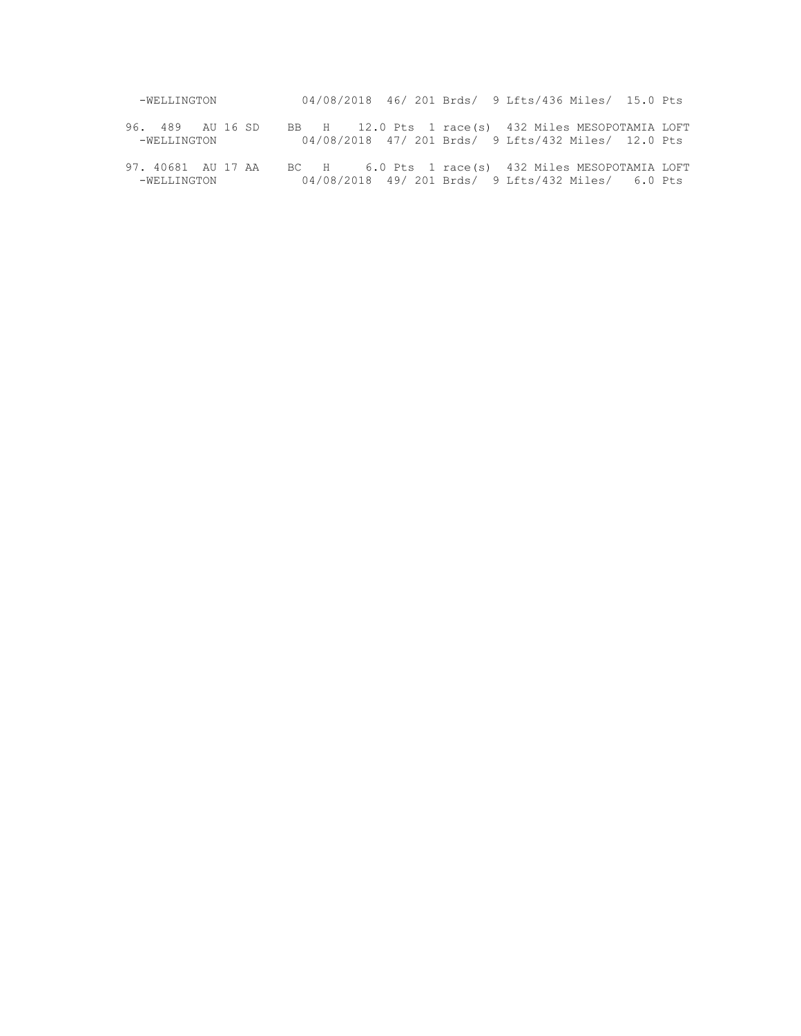```
  -WELLINGTON           04/08/2018  46/ 201 Brds/  9 Lfts/436 Miles/  15.0 Pts

96.  489   AU 16 SD    BB   H    12.0 Pts  1 race(s)  432 Miles MESOPOTAMIA LOFT
  -WELLINGTON           04/08/2018  47/ 201 Brds/  9 Lfts/432 Miles/  12.0 Pts

97. 40681  AU 17 AA    BC   H     6.0 Pts  1 race(s)  432 Miles MESOPOTAMIA LOFT
  -WELLINGTON           04/08/2018  49/ 201 Brds/  9 Lfts/432 Miles/   6.0 Pts
```